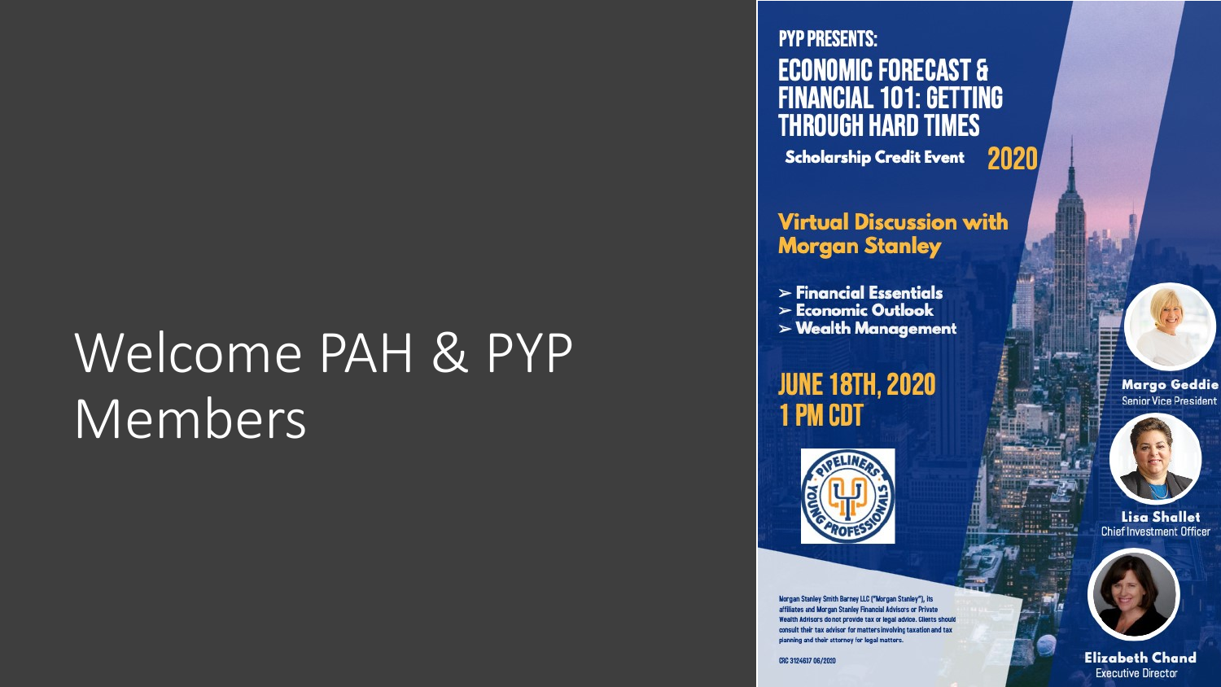# Welcome PAH & PYP Members

**PYP PRESENTS:**

## ECONOMIC FORECAST & FINANCIAL 101: GETTING THROUGH HARD TIMES

**Scholarship Credit Event** **2020**

### Virtual Discussion with Morgan Stanley

- **Financial Essentials**
- **Economic Outlook**
- **Wealth Management**

**JUNE 18TH, 2020**
**1 PM CDT**

PIPELINERS YOUNG PROFESSIONALS

**Margo Geddie**
Senior Vice President

**Lisa Shallet**
Chief Investment Officer

**Elizabeth Chand**
Executive Director

Morgan Stanley Smith Barney LLC ("Morgan Stanley"), its affiliates and Morgan Stanley Financial Advisors or Private Wealth Advisors do not provide tax or legal advice. Clients should consult their tax advisor for matters involving taxation and tax planning and their attorney for legal matters.

CRC 3124637 06/2020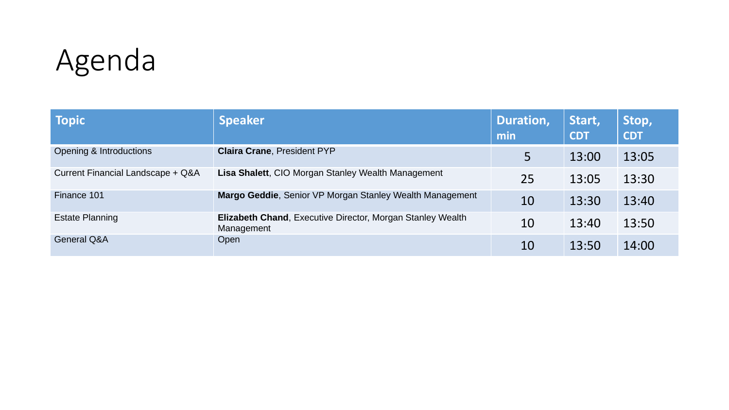# Agenda

| Topic | Speaker | Duration, min | Start, CDT | Stop, CDT |
|---|---|---|---|---|
| Opening & Introductions | **Claira Crane**, President PYP | 5 | 13:00 | 13:05 |
| Current Financial Landscape + Q&A | **Lisa Shalett**, CIO Morgan Stanley Wealth Management | 25 | 13:05 | 13:30 |
| Finance 101 | **Margo Geddie**, Senior VP Morgan Stanley Wealth Management | 10 | 13:30 | 13:40 |
| Estate Planning | **Elizabeth Chand**, Executive Director, Morgan Stanley Wealth Management | 10 | 13:40 | 13:50 |
| General Q&A | Open | 10 | 13:50 | 14:00 |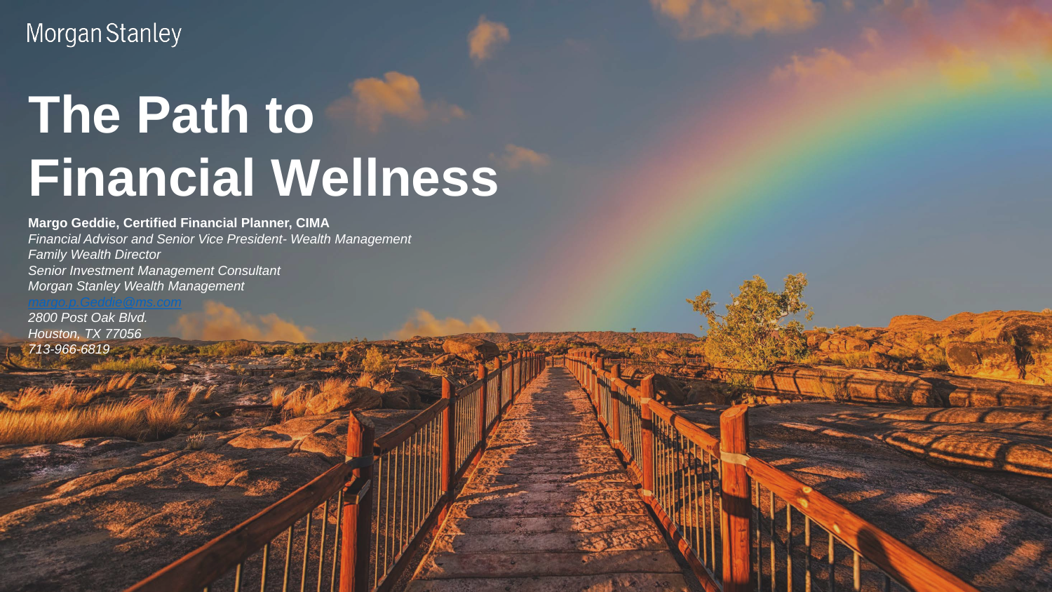Morgan Stanley

# The Path to Financial Wellness

**Margo Geddie, Certified Financial Planner, CIMA**
*Financial Advisor and Senior Vice President- Wealth Management*
*Family Wealth Director*
*Senior Investment Management Consultant*
*Morgan Stanley Wealth Management*
*margo.p.Geddie@ms.com*
*2800 Post Oak Blvd.*
*Houston, TX 77056*
*713-966-6819*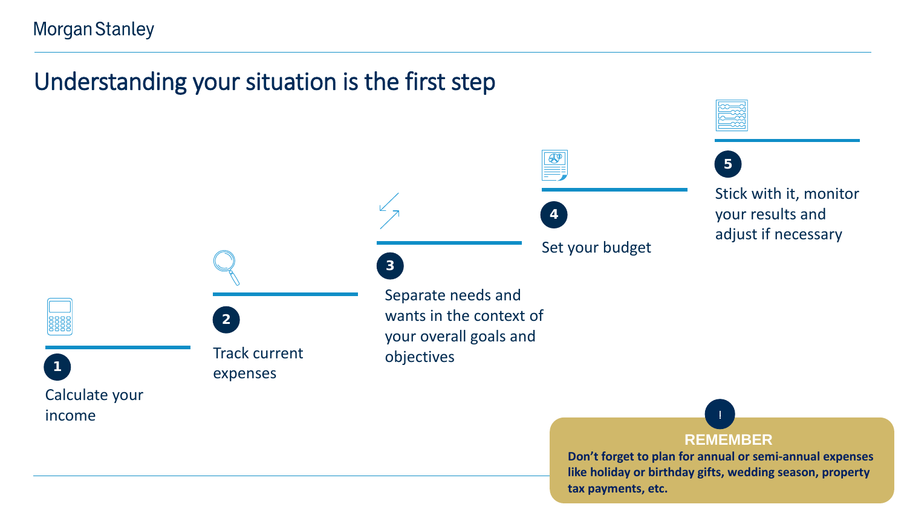# Understanding your situation is the first step

1. Calculate your income
2. Track current expenses
3. Separate needs and wants in the context of your overall goals and objectives
4. Set your budget
5. Stick with it, monitor your results and adjust if necessary

**REMEMBER**

**Don't forget to plan for annual or semi-annual expenses like holiday or birthday gifts, wedding season, property tax payments, etc.**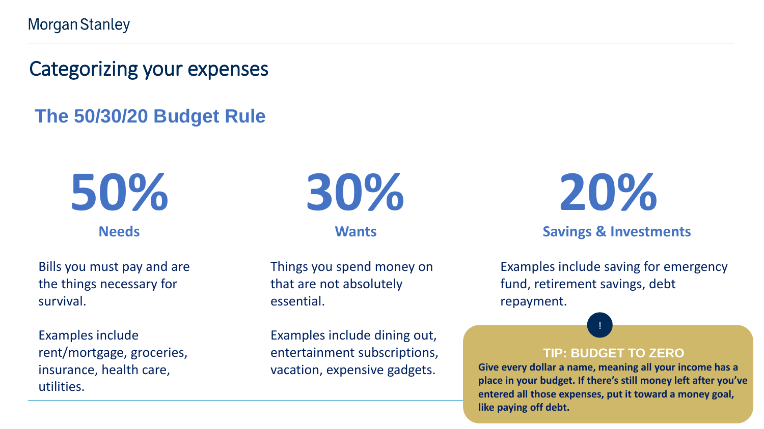# Categorizing your expenses

## The 50/30/20 Budget Rule

### 50%

**Needs**

Bills you must pay and are the things necessary for survival.

Examples include rent/mortgage, groceries, insurance, health care, utilities.

### 30%

**Wants**

Things you spend money on that are not absolutely essential.

Examples include dining out, entertainment subscriptions, vacation, expensive gadgets.

### 20%

**Savings & Investments**

Examples include saving for emergency fund, retirement savings, debt repayment.

**TIP: BUDGET TO ZERO**

**Give every dollar a name, meaning all your income has a place in your budget. If there's still money left after you've entered all those expenses, put it toward a money goal, like paying off debt.**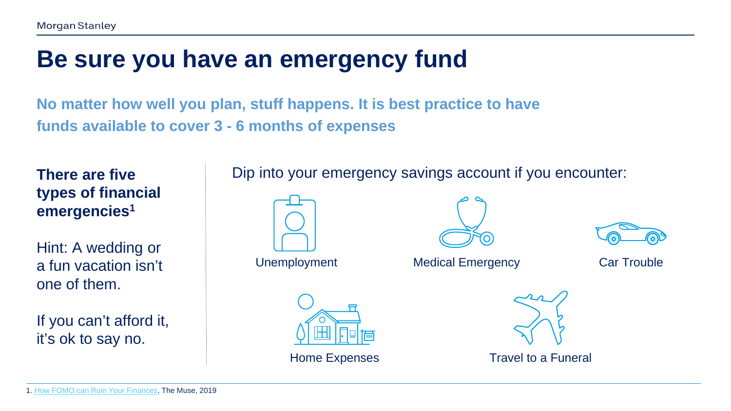# Be sure you have an emergency fund

**No matter how well you plan, stuff happens. It is best practice to have funds available to cover 3 - 6 months of expenses**

**There are five types of financial emergencies[1]**

Hint: A wedding or a fun vacation isn't one of them.

If you can't afford it, it's ok to say no.

Dip into your emergency savings account if you encounter:

- Unemployment
- Medical Emergency
- Car Trouble
- Home Expenses
- Travel to a Funeral

1. How FOMO can Ruin Your Finances, The Muse, 2019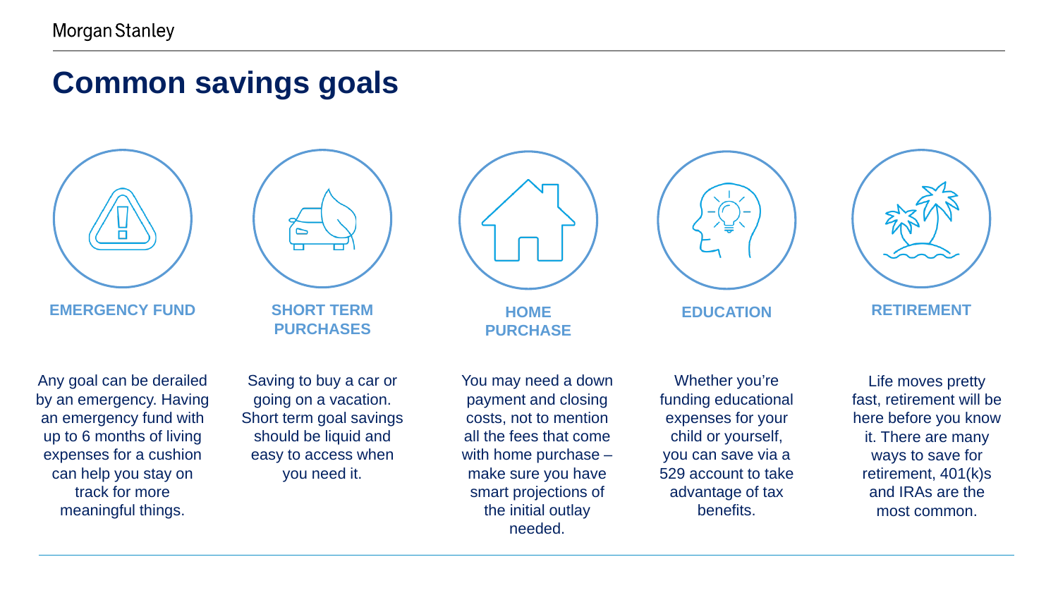# Common savings goals

### EMERGENCY FUND

Any goal can be derailed by an emergency. Having an emergency fund with up to 6 months of living expenses for a cushion can help you stay on track for more meaningful things.

### SHORT TERM PURCHASES

Saving to buy a car or going on a vacation. Short term goal savings should be liquid and easy to access when you need it.

### HOME PURCHASE

You may need a down payment and closing costs, not to mention all the fees that come with home purchase – make sure you have smart projections of the initial outlay needed.

### EDUCATION

Whether you're funding educational expenses for your child or yourself, you can save via a 529 account to take advantage of tax benefits.

### RETIREMENT

Life moves pretty fast, retirement will be here before you know it. There are many ways to save for retirement, 401(k)s and IRAs are the most common.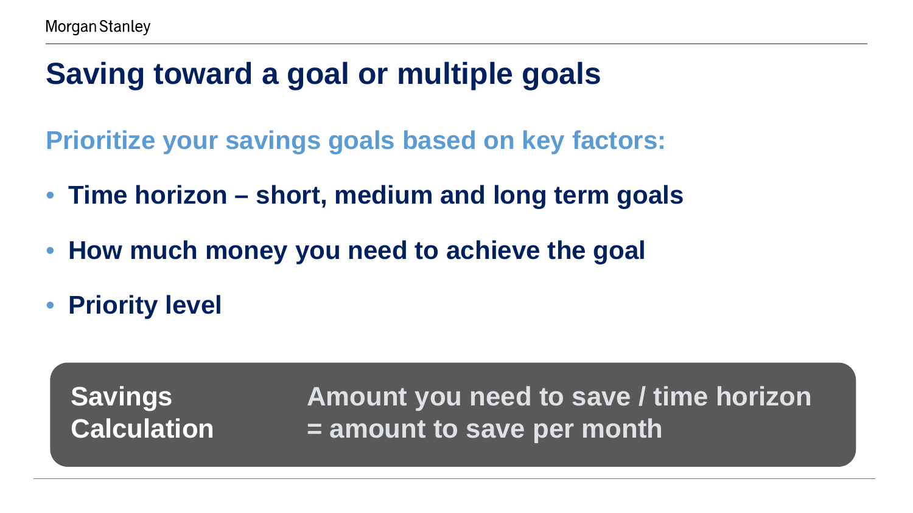# Saving toward a goal or multiple goals

## Prioritize your savings goals based on key factors:

- **Time horizon – short, medium and long term goals**
- **How much money you need to achieve the goal**
- **Priority level**

| **Savings Calculation** | **Amount you need to save / time horizon = amount to save per month** |
|---|---|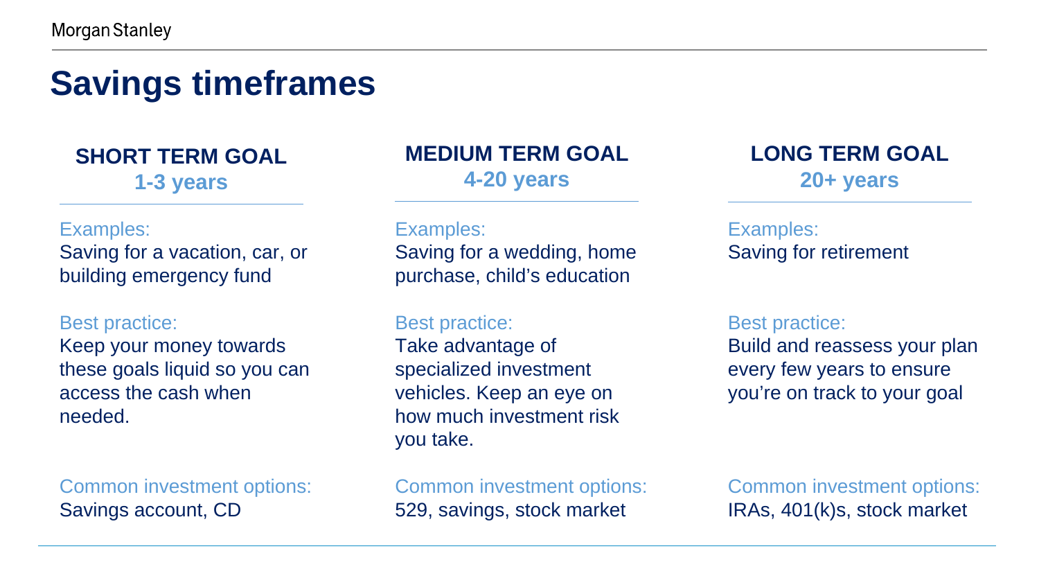# Savings timeframes

## SHORT TERM GOAL
### 1-3 years

Examples:
Saving for a vacation, car, or building emergency fund

Best practice:
Keep your money towards these goals liquid so you can access the cash when needed.

Common investment options:
Savings account, CD

## MEDIUM TERM GOAL
### 4-20 years

Examples:
Saving for a wedding, home purchase, child's education

Best practice:
Take advantage of specialized investment vehicles. Keep an eye on how much investment risk you take.

Common investment options:
529, savings, stock market

## LONG TERM GOAL
### 20+ years

Examples:
Saving for retirement

Best practice:
Build and reassess your plan every few years to ensure you're on track to your goal

Common investment options:
IRAs, 401(k)s, stock market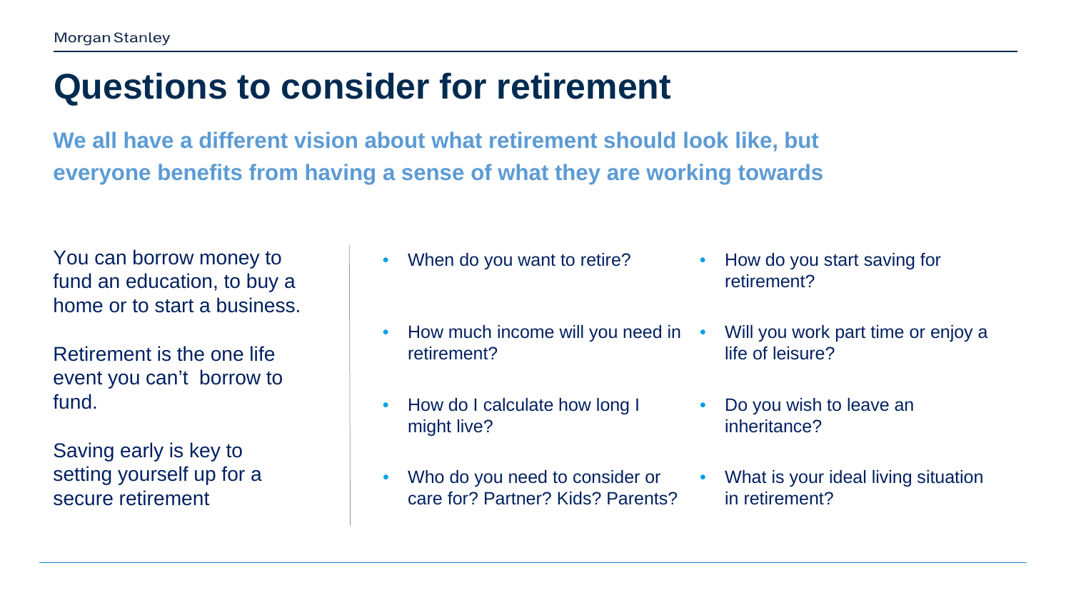# Questions to consider for retirement

**We all have a different vision about what retirement should look like, but everyone benefits from having a sense of what they are working towards**

You can borrow money to fund an education, to buy a home or to start a business.

Retirement is the one life event you can't  borrow to fund.

Saving early is key to setting yourself up for a secure retirement

- When do you want to retire?
- How much income will you need in retirement?
- How do I calculate how long I might live?
- Who do you need to consider or care for? Partner? Kids? Parents?
- How do you start saving for retirement?
- Will you work part time or enjoy a life of leisure?
- Do you wish to leave an inheritance?
- What is your ideal living situation in retirement?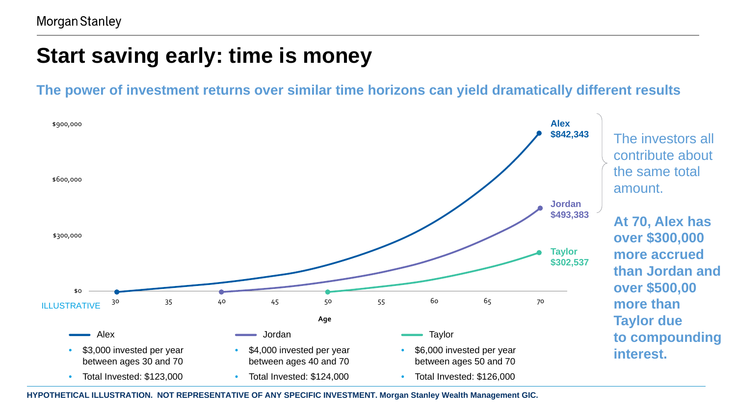# Start saving early: time is money

## The power of investment returns over similar time horizons can yield dramatically different results

$900,000

$600,000

$300,000

$0

ILLUSTRATIVE

30 35 40 45 50 55 60 65 70

Age

Alex $842,343

Jordan $493,383

Taylor $302,537

The investors all contribute about the same total amount.

**At 70, Alex has over $300,000 more accrued than Jordan and over $500,00 more than Taylor due to compounding interest.**

**Alex**
- $3,000 invested per year between ages 30 and 70
- Total Invested: $123,000

**Jordan**
- $4,000 invested per year between ages 40 and 70
- Total Invested: $124,000

**Taylor**
- $6,000 invested per year between ages 50 and 70
- Total Invested: $126,000

**HYPOTHETICAL ILLUSTRATION. NOT REPRESENTATIVE OF ANY SPECIFIC INVESTMENT. Morgan Stanley Wealth Management GIC.**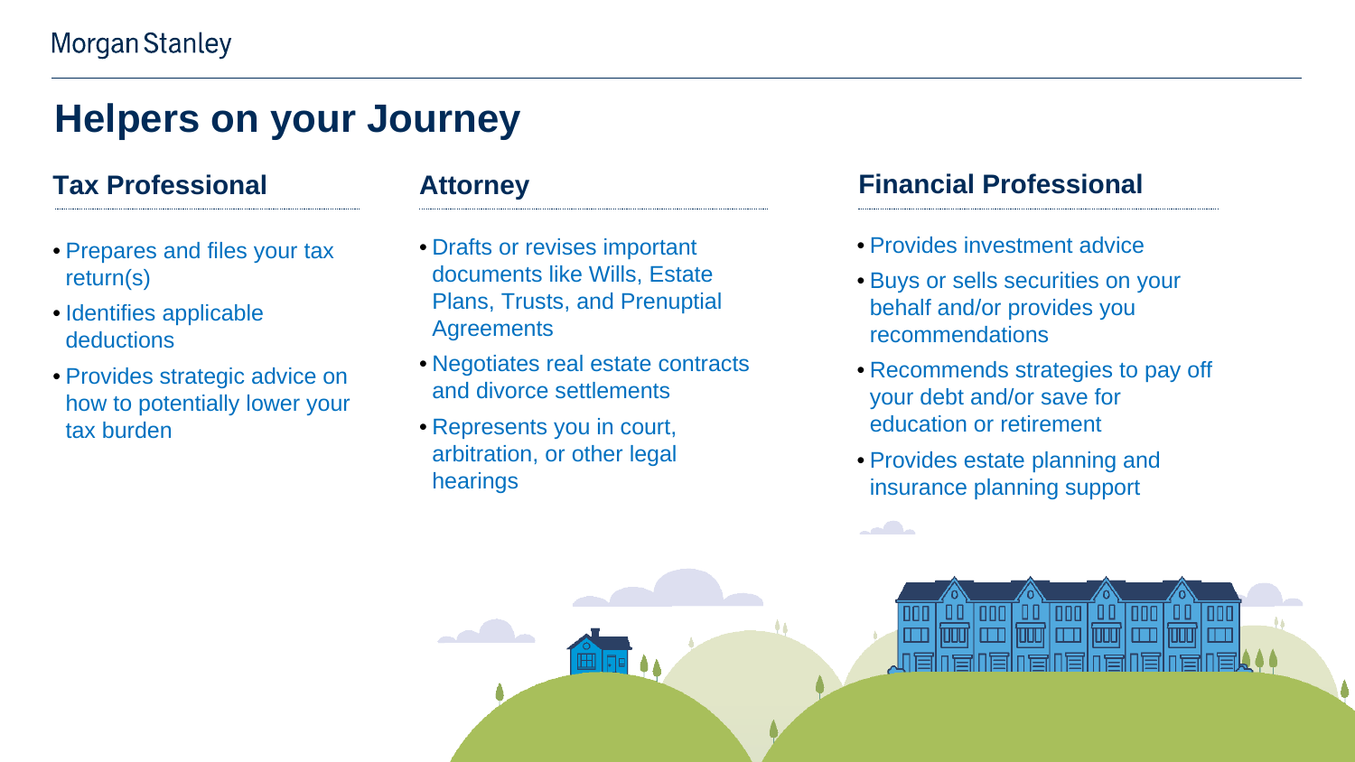# Helpers on your Journey

## Tax Professional

- Prepares and files your tax return(s)
- Identifies applicable deductions
- Provides strategic advice on how to potentially lower your tax burden

## Attorney

- Drafts or revises important documents like Wills, Estate Plans, Trusts, and Prenuptial Agreements
- Negotiates real estate contracts and divorce settlements
- Represents you in court, arbitration, or other legal hearings

## Financial Professional

- Provides investment advice
- Buys or sells securities on your behalf and/or provides you recommendations
- Recommends strategies to pay off your debt and/or save for education or retirement
- Provides estate planning and insurance planning support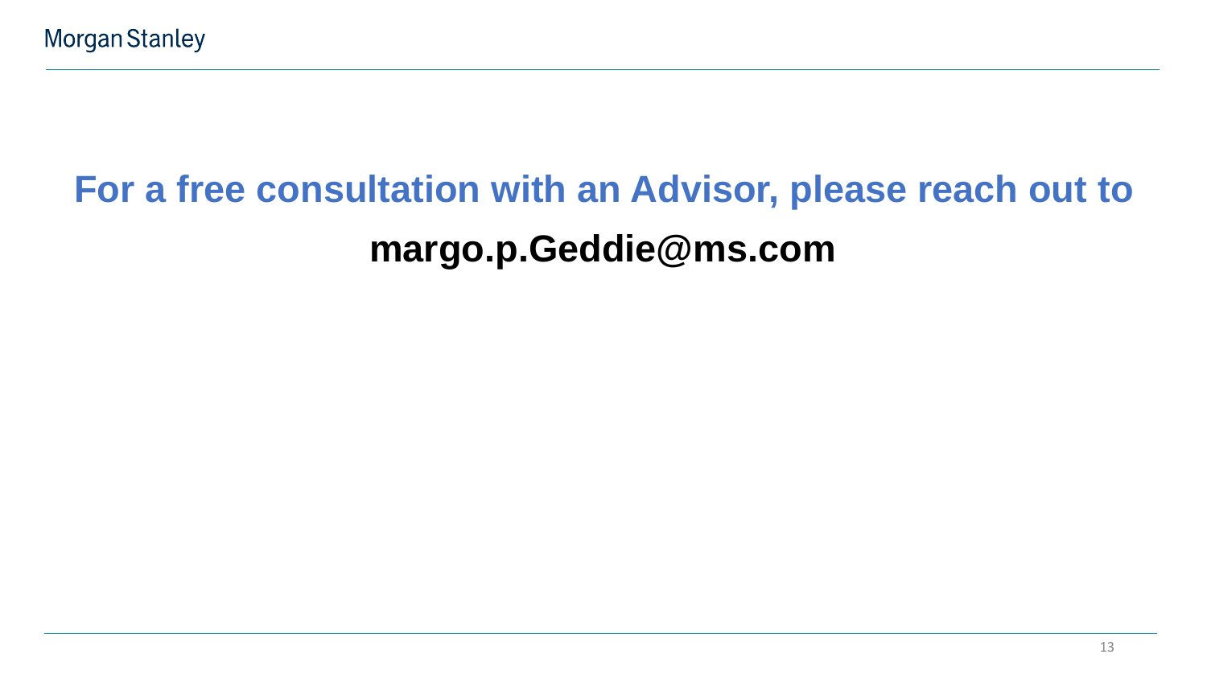## For a free consultation with an Advisor, please reach out to

**margo.p.Geddie@ms.com**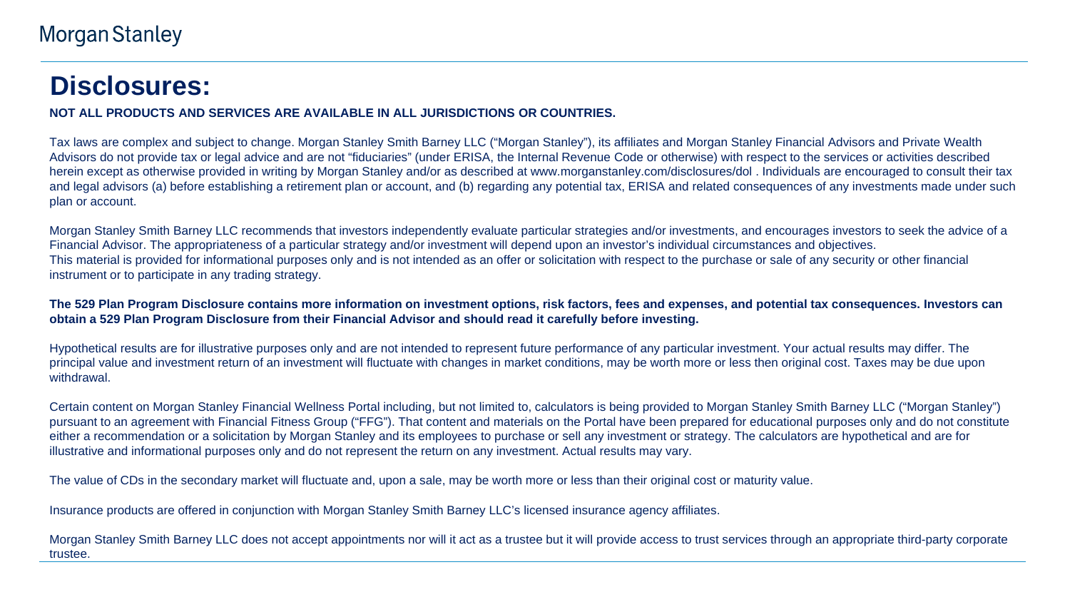# Disclosures:

**NOT ALL PRODUCTS AND SERVICES ARE AVAILABLE IN ALL JURISDICTIONS OR COUNTRIES.**

Tax laws are complex and subject to change. Morgan Stanley Smith Barney LLC ("Morgan Stanley"), its affiliates and Morgan Stanley Financial Advisors and Private Wealth Advisors do not provide tax or legal advice and are not "fiduciaries" (under ERISA, the Internal Revenue Code or otherwise) with respect to the services or activities described herein except as otherwise provided in writing by Morgan Stanley and/or as described at www.morganstanley.com/disclosures/dol . Individuals are encouraged to consult their tax and legal advisors (a) before establishing a retirement plan or account, and (b) regarding any potential tax, ERISA and related consequences of any investments made under such plan or account.

Morgan Stanley Smith Barney LLC recommends that investors independently evaluate particular strategies and/or investments, and encourages investors to seek the advice of a Financial Advisor. The appropriateness of a particular strategy and/or investment will depend upon an investor's individual circumstances and objectives.
This material is provided for informational purposes only and is not intended as an offer or solicitation with respect to the purchase or sale of any security or other financial instrument or to participate in any trading strategy.

**The 529 Plan Program Disclosure contains more information on investment options, risk factors, fees and expenses, and potential tax consequences. Investors can obtain a 529 Plan Program Disclosure from their Financial Advisor and should read it carefully before investing.**

Hypothetical results are for illustrative purposes only and are not intended to represent future performance of any particular investment. Your actual results may differ. The principal value and investment return of an investment will fluctuate with changes in market conditions, may be worth more or less then original cost. Taxes may be due upon withdrawal.

Certain content on Morgan Stanley Financial Wellness Portal including, but not limited to, calculators is being provided to Morgan Stanley Smith Barney LLC ("Morgan Stanley") pursuant to an agreement with Financial Fitness Group ("FFG"). That content and materials on the Portal have been prepared for educational purposes only and do not constitute either a recommendation or a solicitation by Morgan Stanley and its employees to purchase or sell any investment or strategy. The calculators are hypothetical and are for illustrative and informational purposes only and do not represent the return on any investment. Actual results may vary.

The value of CDs in the secondary market will fluctuate and, upon a sale, may be worth more or less than their original cost or maturity value.

Insurance products are offered in conjunction with Morgan Stanley Smith Barney LLC's licensed insurance agency affiliates.

Morgan Stanley Smith Barney LLC does not accept appointments nor will it act as a trustee but it will provide access to trust services through an appropriate third-party corporate trustee.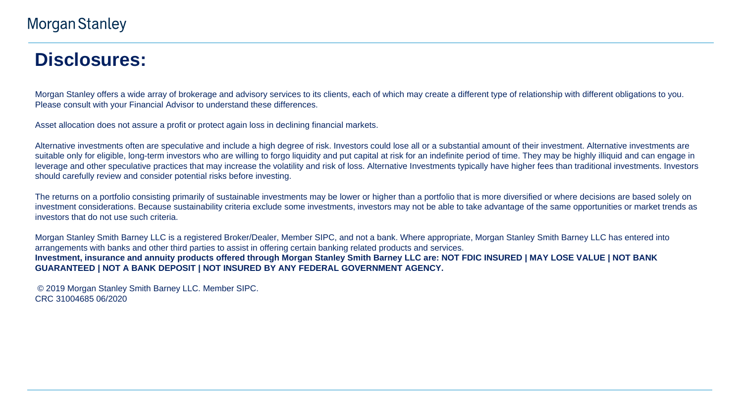# Disclosures:

Morgan Stanley offers a wide array of brokerage and advisory services to its clients, each of which may create a different type of relationship with different obligations to you. Please consult with your Financial Advisor to understand these differences.

Asset allocation does not assure a profit or protect again loss in declining financial markets.

Alternative investments often are speculative and include a high degree of risk. Investors could lose all or a substantial amount of their investment. Alternative investments are suitable only for eligible, long-term investors who are willing to forgo liquidity and put capital at risk for an indefinite period of time. They may be highly illiquid and can engage in leverage and other speculative practices that may increase the volatility and risk of loss. Alternative Investments typically have higher fees than traditional investments. Investors should carefully review and consider potential risks before investing.

The returns on a portfolio consisting primarily of sustainable investments may be lower or higher than a portfolio that is more diversified or where decisions are based solely on investment considerations. Because sustainability criteria exclude some investments, investors may not be able to take advantage of the same opportunities or market trends as investors that do not use such criteria.

Morgan Stanley Smith Barney LLC is a registered Broker/Dealer, Member SIPC, and not a bank. Where appropriate, Morgan Stanley Smith Barney LLC has entered into arrangements with banks and other third parties to assist in offering certain banking related products and services.
**Investment, insurance and annuity products offered through Morgan Stanley Smith Barney LLC are: NOT FDIC INSURED | MAY LOSE VALUE | NOT BANK GUARANTEED | NOT A BANK DEPOSIT | NOT INSURED BY ANY FEDERAL GOVERNMENT AGENCY.**

© 2019 Morgan Stanley Smith Barney LLC. Member SIPC.
CRC 31004685 06/2020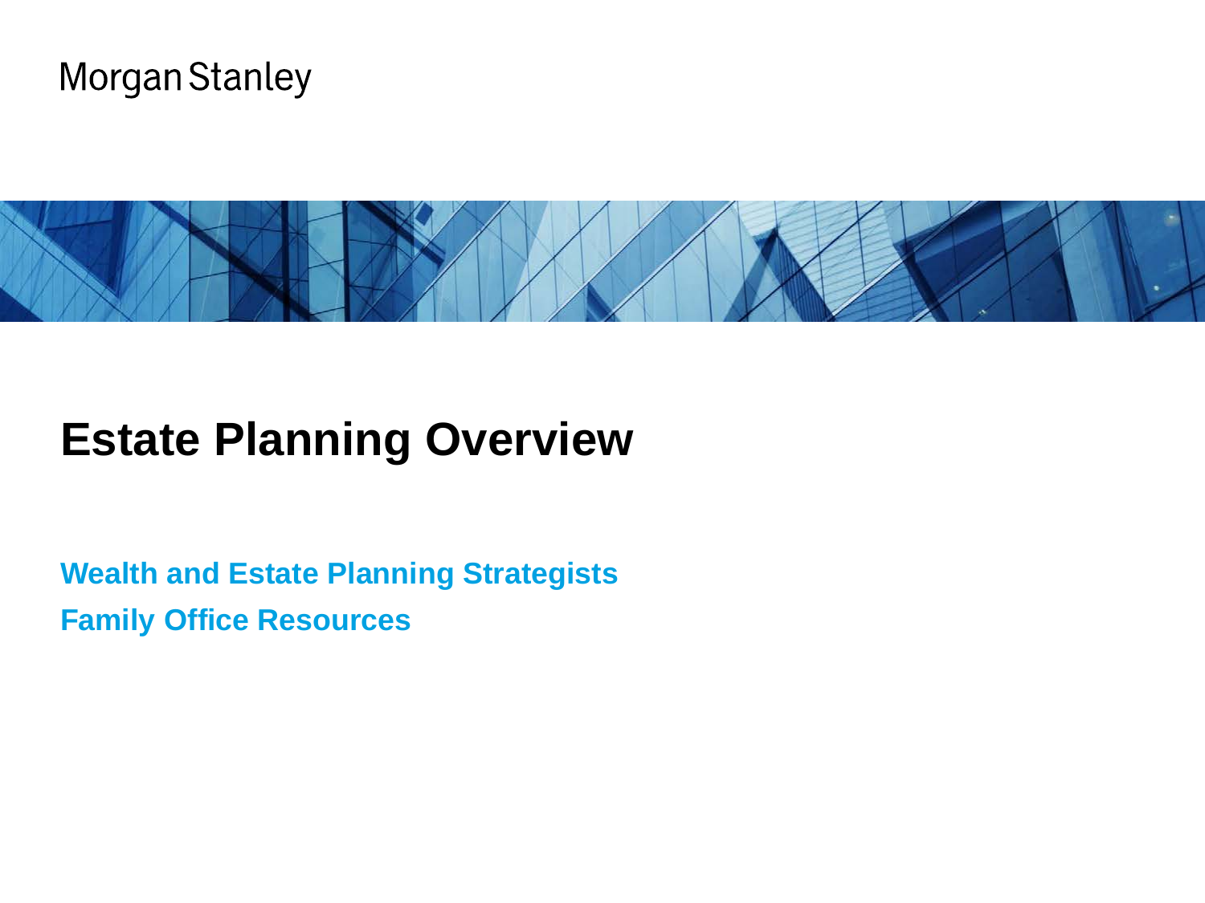Morgan Stanley

# Estate Planning Overview

**Wealth and Estate Planning Strategists**

**Family Office Resources**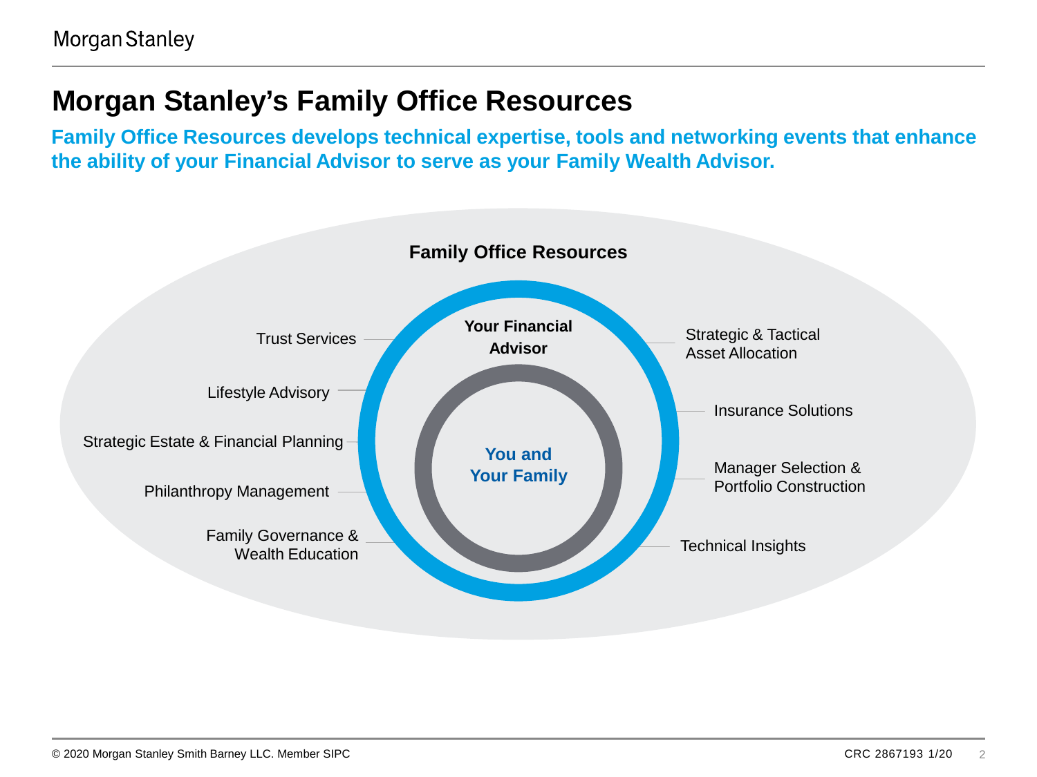# Morgan Stanley's Family Office Resources

**Family Office Resources develops technical expertise, tools and networking events that enhance the ability of your Financial Advisor to serve as your Family Wealth Advisor.**

**Family Office Resources**

**Your Financial Advisor**

**You and Your Family**

- Trust Services
- Lifestyle Advisory
- Strategic Estate & Financial Planning
- Philanthropy Management
- Family Governance & Wealth Education
- Strategic & Tactical Asset Allocation
- Insurance Solutions
- Manager Selection & Portfolio Construction
- Technical Insights

© 2020 Morgan Stanley Smith Barney LLC. Member SIPC

CRC 2867193 1/20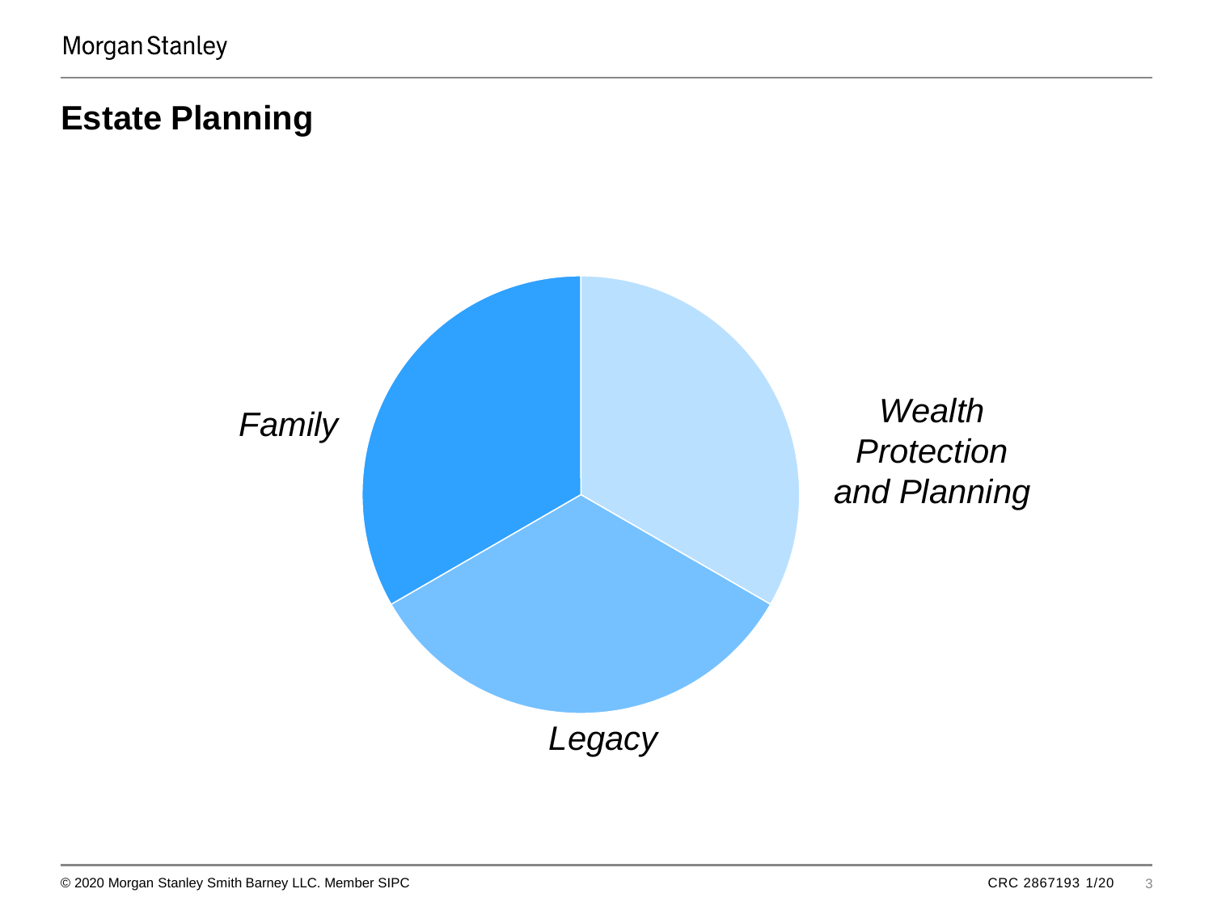## Estate Planning

*Family*

*Wealth Protection and Planning*

*Legacy*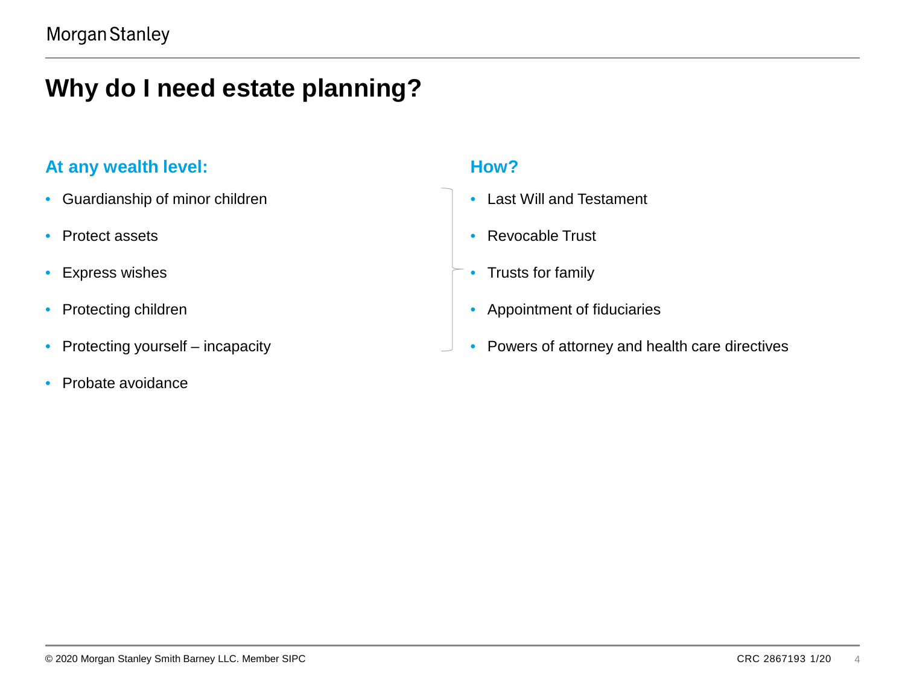# Why do I need estate planning?

## At any wealth level:

- Guardianship of minor children
- Protect assets
- Express wishes
- Protecting children
- Protecting yourself – incapacity
- Probate avoidance

## How?

- Last Will and Testament
- Revocable Trust
- Trusts for family
- Appointment of fiduciaries
- Powers of attorney and health care directives

© 2020 Morgan Stanley Smith Barney LLC. Member SIPC

CRC 2867193 1/20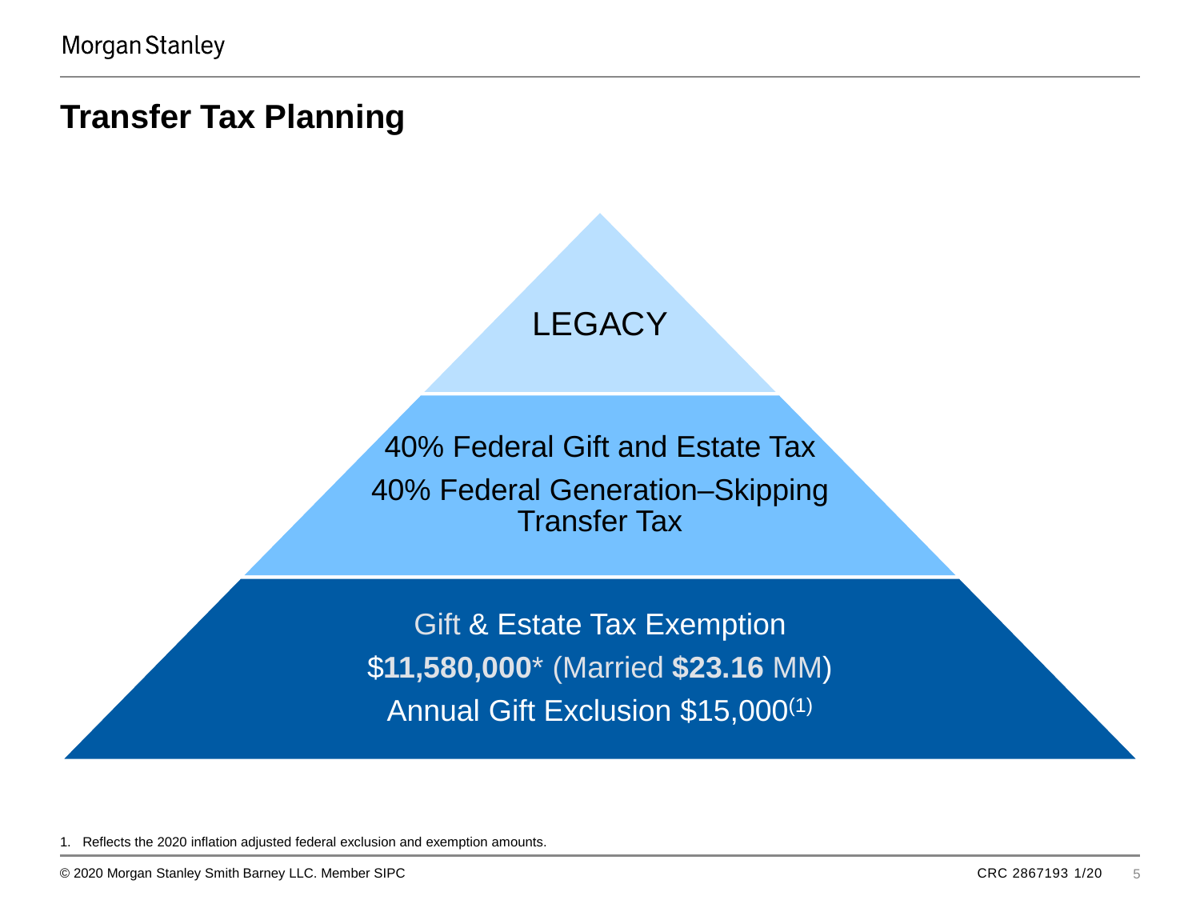# Transfer Tax Planning

LEGACY

40% Federal Gift and Estate Tax

40% Federal Generation–Skipping Transfer Tax

Gift & Estate Tax Exemption

$**11,580,000*** (Married **$23.16** MM)

Annual Gift Exclusion $15,000(1)

1. Reflects the 2020 inflation adjusted federal exclusion and exemption amounts.

© 2020 Morgan Stanley Smith Barney LLC. Member SIPC

CRC 2867193 1/20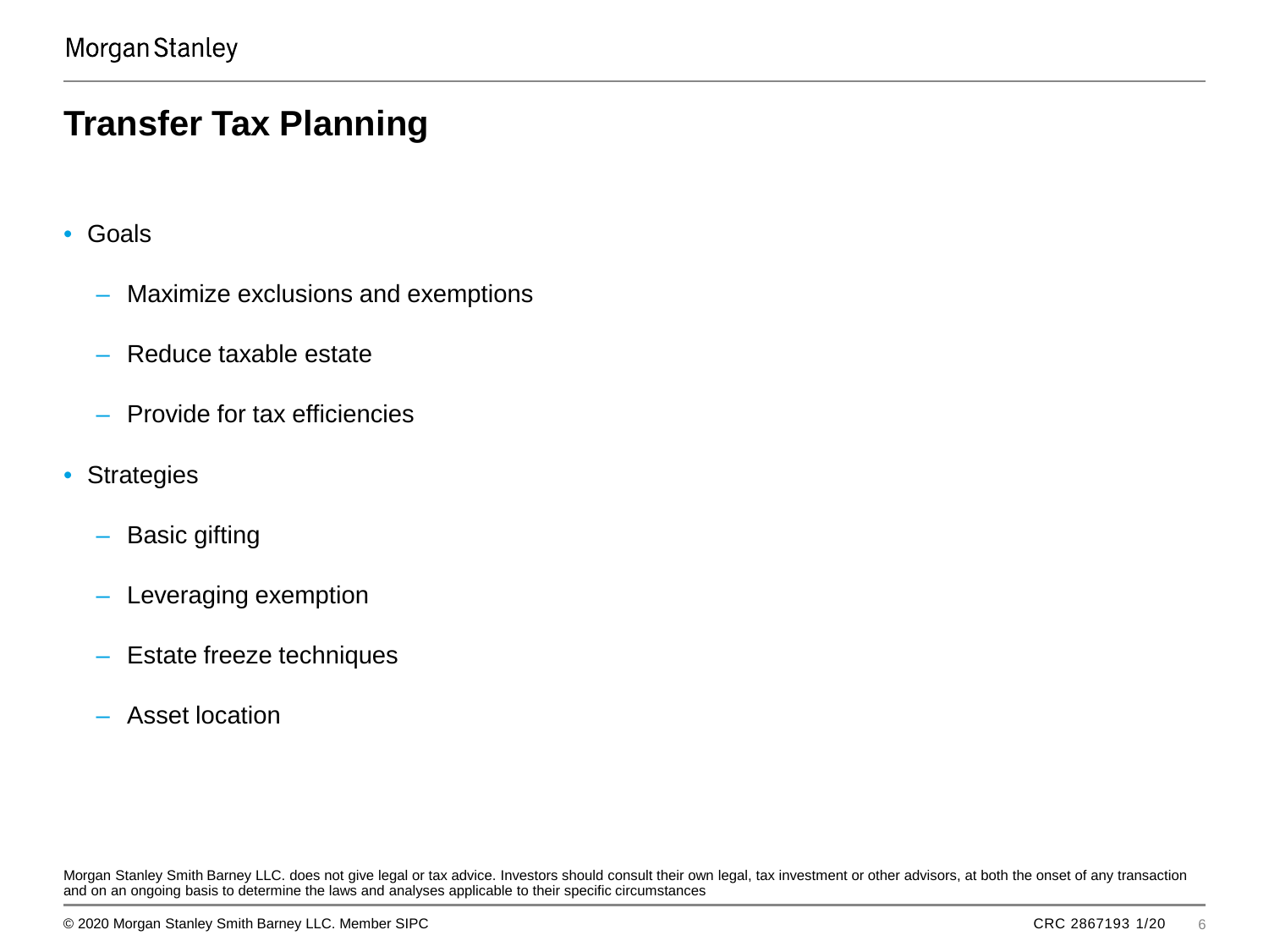# Transfer Tax Planning

- Goals
  - Maximize exclusions and exemptions
  - Reduce taxable estate
  - Provide for tax efficiencies
- Strategies
  - Basic gifting
  - Leveraging exemption
  - Estate freeze techniques
  - Asset location

Morgan Stanley Smith Barney LLC. does not give legal or tax advice. Investors should consult their own legal, tax investment or other advisors, at both the onset of any transaction and on an ongoing basis to determine the laws and analyses applicable to their specific circumstances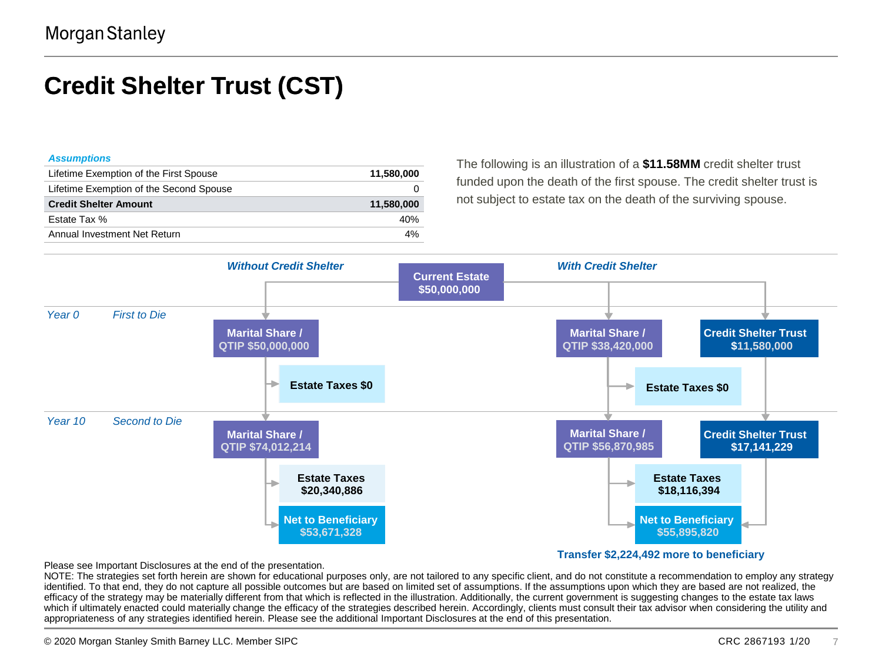# Credit Shelter Trust (CST)

| *Assumptions* | |
|---|---|
| Lifetime Exemption of the First Spouse | 11,580,000 |
| Lifetime Exemption of the Second Spouse | 0 |
| **Credit Shelter Amount** | **11,580,000** |
| Estate Tax % | 40% |
| Annual Investment Net Return | 4% |

The following is an illustration of a **$11.58MM** credit shelter trust funded upon the death of the first spouse. The credit shelter trust is not subject to estate tax on the death of the surviving spouse.

**Current Estate $50,000,000**

| | | *Without Credit Shelter* | *With Credit Shelter* | |
|---|---|---|---|---|
| *Year 0* | *First to Die* | **Marital Share / QTIP $50,000,000** | **Marital Share / QTIP $38,420,000** | **Credit Shelter Trust $11,580,000** |
| | | **Estate Taxes $0** | **Estate Taxes $0** | |
| *Year 10* | *Second to Die* | **Marital Share / QTIP $74,012,214** | **Marital Share / QTIP $56,870,985** | **Credit Shelter Trust $17,141,229** |
| | | **Estate Taxes $20,340,886** | **Estate Taxes $18,116,394** | |
| | | **Net to Beneficiary $53,671,328** | **Net to Beneficiary $55,895,820** | |

**Transfer $2,224,492 more to beneficiary**

Please see Important Disclosures at the end of the presentation.
NOTE: The strategies set forth herein are shown for educational purposes only, are not tailored to any specific client, and do not constitute a recommendation to employ any strategy identified. To that end, they do not capture all possible outcomes but are based on limited set of assumptions. If the assumptions upon which they are based are not realized, the efficacy of the strategy may be materially different from that which is reflected in the illustration. Additionally, the current government is suggesting changes to the estate tax laws which if ultimately enacted could materially change the efficacy of the strategies described herein. Accordingly, clients must consult their tax advisor when considering the utility and appropriateness of any strategies identified herein. Please see the additional Important Disclosures at the end of this presentation.

© 2020 Morgan Stanley Smith Barney LLC. Member SIPC CRC 2867193 1/20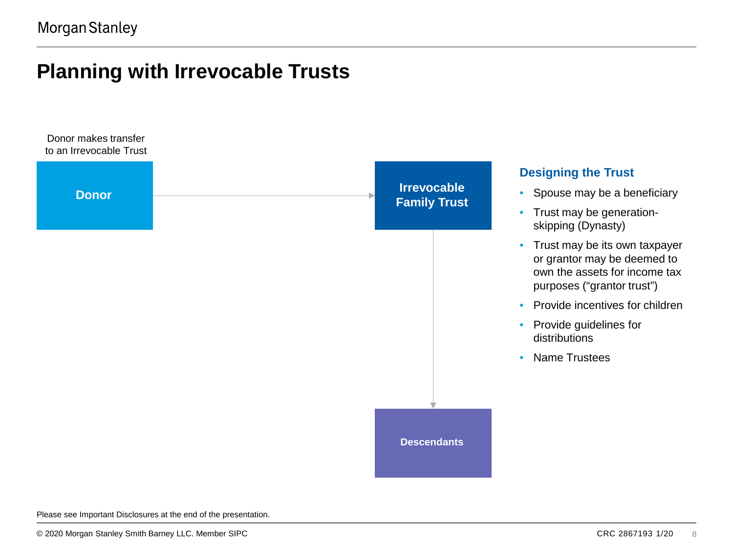# Planning with Irrevocable Trusts

Donor makes transfer to an Irrevocable Trust

**Donor** → **Irrevocable Family Trust** → **Descendants**

### Designing the Trust

- Spouse may be a beneficiary
- Trust may be generation-skipping (Dynasty)
- Trust may be its own taxpayer or grantor may be deemed to own the assets for income tax purposes ("grantor trust")
- Provide incentives for children
- Provide guidelines for distributions
- Name Trustees

Please see Important Disclosures at the end of the presentation.

© 2020 Morgan Stanley Smith Barney LLC. Member SIPC

CRC 2867193 1/20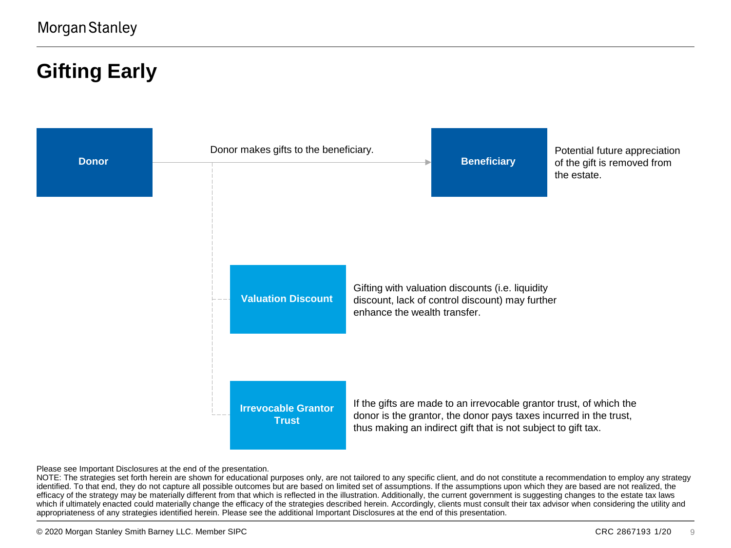# Gifting Early

**Donor**

Donor makes gifts to the beneficiary.

**Beneficiary**

Potential future appreciation of the gift is removed from the estate.

**Valuation Discount**

Gifting with valuation discounts (i.e. liquidity discount, lack of control discount) may further enhance the wealth transfer.

**Irrevocable Grantor Trust**

If the gifts are made to an irrevocable grantor trust, of which the donor is the grantor, the donor pays taxes incurred in the trust, thus making an indirect gift that is not subject to gift tax.

Please see Important Disclosures at the end of the presentation.

NOTE: The strategies set forth herein are shown for educational purposes only, are not tailored to any specific client, and do not constitute a recommendation to employ any strategy identified. To that end, they do not capture all possible outcomes but are based on limited set of assumptions. If the assumptions upon which they are based are not realized, the efficacy of the strategy may be materially different from that which is reflected in the illustration. Additionally, the current government is suggesting changes to the estate tax laws which if ultimately enacted could materially change the efficacy of the strategies described herein. Accordingly, clients must consult their tax advisor when considering the utility and appropriateness of any strategies identified herein. Please see the additional Important Disclosures at the end of this presentation.

© 2020 Morgan Stanley Smith Barney LLC. Member SIPC

CRC 2867193 1/20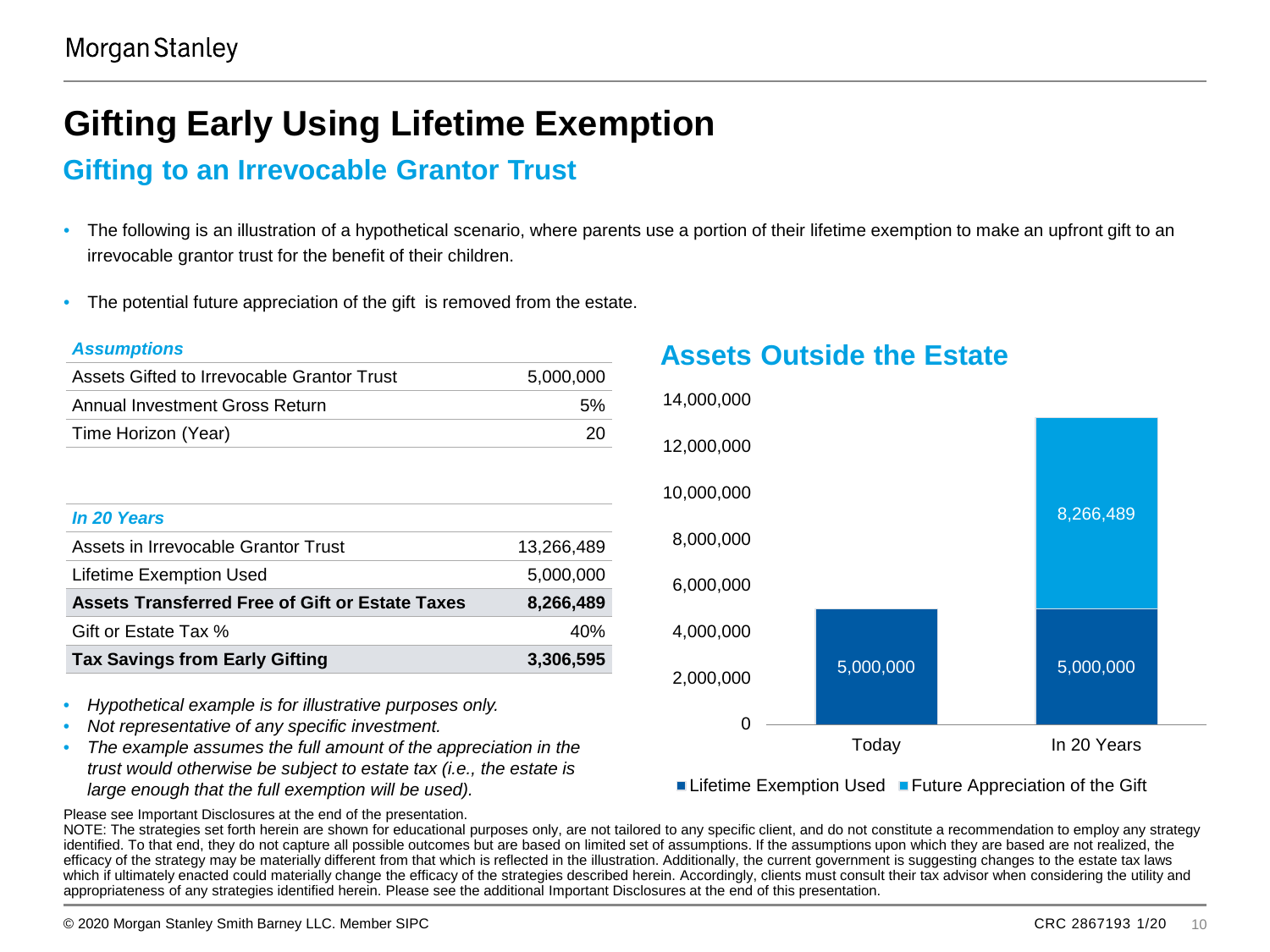# Gifting Early Using Lifetime Exemption

## Gifting to an Irrevocable Grantor Trust

- The following is an illustration of a hypothetical scenario, where parents use a portion of their lifetime exemption to make an upfront gift to an irrevocable grantor trust for the benefit of their children.
- The potential future appreciation of the gift is removed from the estate.

| *Assumptions* | |
|---|---|
| Assets Gifted to Irrevocable Grantor Trust | 5,000,000 |
| Annual Investment Gross Return | 5% |
| Time Horizon (Year) | 20 |

| *In 20 Years* | |
|---|---|
| Assets in Irrevocable Grantor Trust | 13,266,489 |
| Lifetime Exemption Used | 5,000,000 |
| **Assets Transferred Free of Gift or Estate Taxes** | **8,266,489** |
| Gift or Estate Tax % | 40% |
| **Tax Savings from Early Gifting** | **3,306,595** |

- *Hypothetical example is for illustrative purposes only.*
- *Not representative of any specific investment.*
- *The example assumes the full amount of the appreciation in the trust would otherwise be subject to estate tax (i.e., the estate is large enough that the full exemption will be used).*

### Assets Outside the Estate

| | Lifetime Exemption Used | Future Appreciation of the Gift |
|---|---|---|
| Today | 5,000,000 | |
| In 20 Years | 5,000,000 | 8,266,489 |

Please see Important Disclosures at the end of the presentation.

NOTE: The strategies set forth herein are shown for educational purposes only, are not tailored to any specific client, and do not constitute a recommendation to employ any strategy identified. To that end, they do not capture all possible outcomes but are based on limited set of assumptions. If the assumptions upon which they are based are not realized, the efficacy of the strategy may be materially different from that which is reflected in the illustration. Additionally, the current government is suggesting changes to the estate tax laws which if ultimately enacted could materially change the efficacy of the strategies described herein. Accordingly, clients must consult their tax advisor when considering the utility and appropriateness of any strategies identified herein. Please see the additional Important Disclosures at the end of this presentation.

© 2020 Morgan Stanley Smith Barney LLC. Member SIPC

CRC 2867193 1/20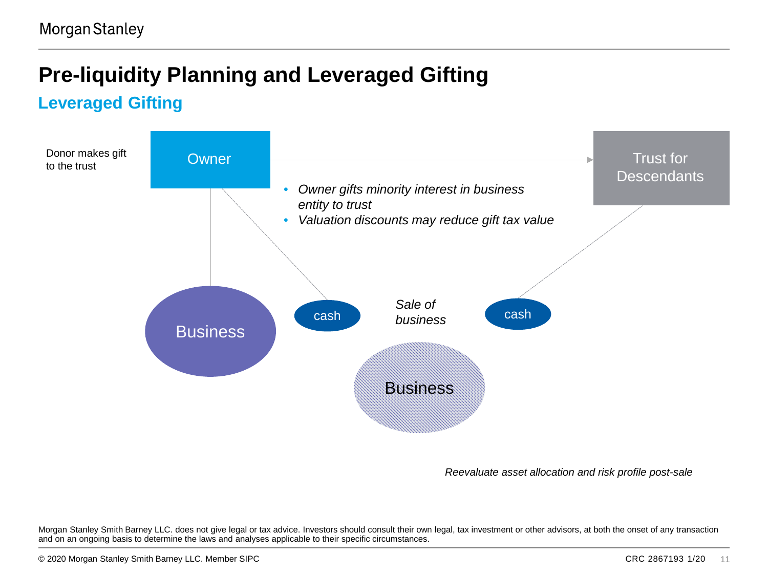# Pre-liquidity Planning and Leveraged Gifting

## Leveraged Gifting

Donor makes gift to the trust

Owner

Trust for Descendants

- *Owner gifts minority interest in business entity to trust*
- *Valuation discounts may reduce gift tax value*

Business

cash

*Sale of business*

cash

Business

*Reevaluate asset allocation and risk profile post-sale*

Morgan Stanley Smith Barney LLC. does not give legal or tax advice. Investors should consult their own legal, tax investment or other advisors, at both the onset of any transaction and on an ongoing basis to determine the laws and analyses applicable to their specific circumstances.

© 2020 Morgan Stanley Smith Barney LLC. Member SIPC

CRC 2867193 1/20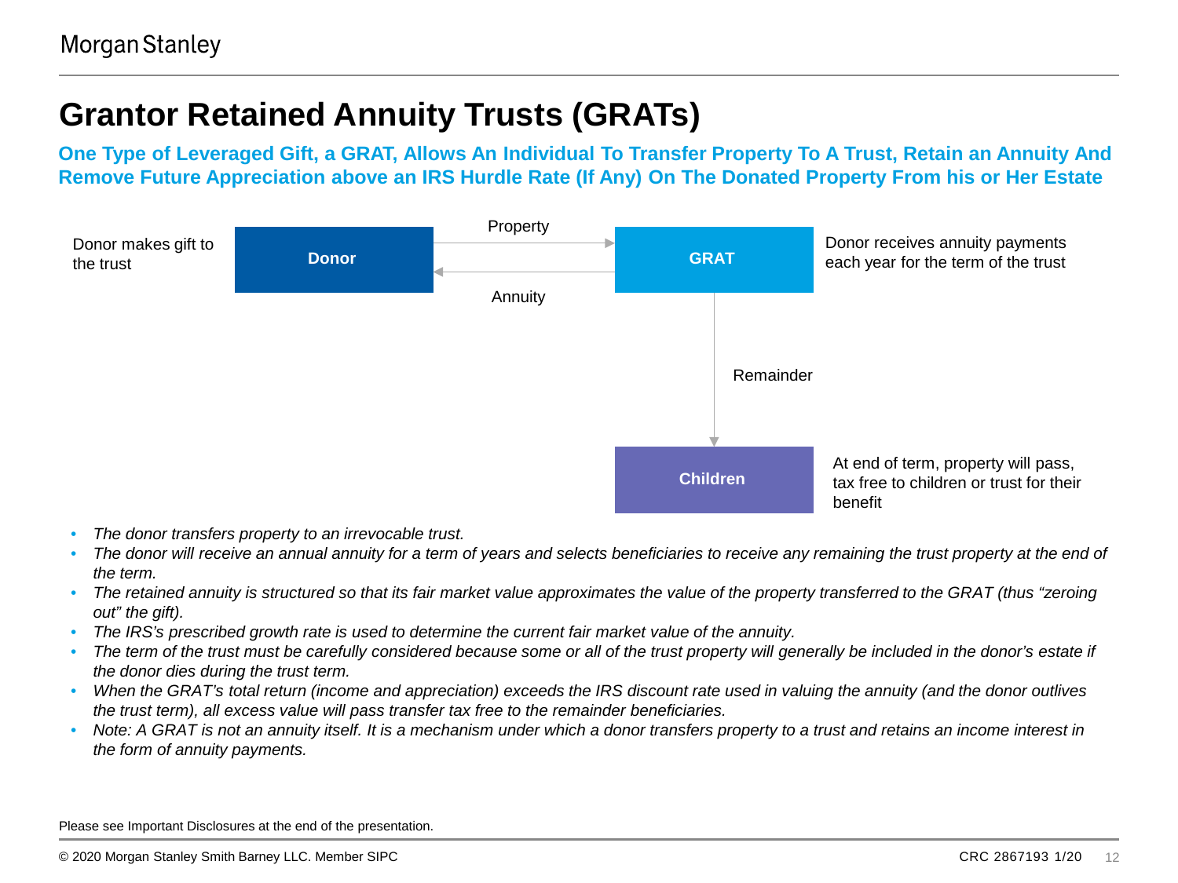# Grantor Retained Annuity Trusts (GRATs)

**One Type of Leveraged Gift, a GRAT, Allows An Individual To Transfer Property To A Trust, Retain an Annuity And Remove Future Appreciation above an IRS Hurdle Rate (If Any) On The Donated Property From his or Her Estate**

Donor makes gift to the trust

**Donor**

Property

Annuity

**GRAT**

Donor receives annuity payments each year for the term of the trust

Remainder

**Children**

At end of term, property will pass, tax free to children or trust for their benefit

- *The donor transfers property to an irrevocable trust.*
- *The donor will receive an annual annuity for a term of years and selects beneficiaries to receive any remaining the trust property at the end of the term.*
- *The retained annuity is structured so that its fair market value approximates the value of the property transferred to the GRAT (thus "zeroing out" the gift).*
- *The IRS's prescribed growth rate is used to determine the current fair market value of the annuity.*
- *The term of the trust must be carefully considered because some or all of the trust property will generally be included in the donor's estate if the donor dies during the trust term.*
- *When the GRAT's total return (income and appreciation) exceeds the IRS discount rate used in valuing the annuity (and the donor outlives the trust term), all excess value will pass transfer tax free to the remainder beneficiaries.*
- *Note: A GRAT is not an annuity itself. It is a mechanism under which a donor transfers property to a trust and retains an income interest in the form of annuity payments.*

Please see Important Disclosures at the end of the presentation.

© 2020 Morgan Stanley Smith Barney LLC. Member SIPC

CRC 2867193 1/20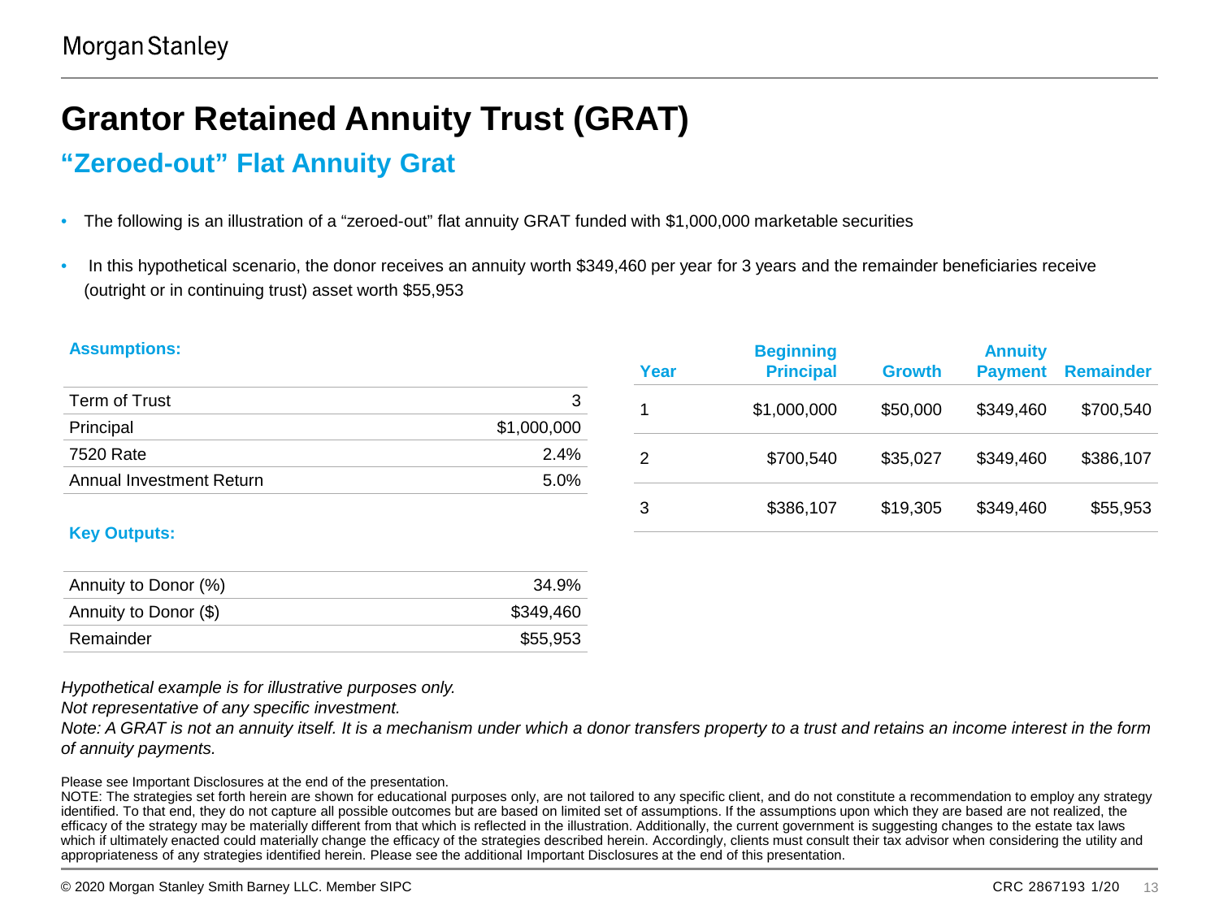# Grantor Retained Annuity Trust (GRAT)

## "Zeroed-out" Flat Annuity Grat

- The following is an illustration of a "zeroed-out" flat annuity GRAT funded with $1,000,000 marketable securities
- In this hypothetical scenario, the donor receives an annuity worth $349,460 per year for 3 years and the remainder beneficiaries receive (outright or in continuing trust) asset worth $55,953

**Assumptions:**

| | |
|---|---|
| Term of Trust | 3 |
| Principal | $1,000,000 |
| 7520 Rate | 2.4% |
| Annual Investment Return | 5.0% |

**Key Outputs:**

| | |
|---|---|
| Annuity to Donor (%) | 34.9% |
| Annuity to Donor ($) | $349,460 |
| Remainder | $55,953 |

| Year | Beginning Principal | Growth | Annuity Payment | Remainder |
|---|---|---|---|---|
| 1 | $1,000,000 | $50,000 | $349,460 | $700,540 |
| 2 | $700,540 | $35,027 | $349,460 | $386,107 |
| 3 | $386,107 | $19,305 | $349,460 | $55,953 |

*Hypothetical example is for illustrative purposes only.*
*Not representative of any specific investment.*
*Note: A GRAT is not an annuity itself. It is a mechanism under which a donor transfers property to a trust and retains an income interest in the form of annuity payments.*

Please see Important Disclosures at the end of the presentation.
NOTE: The strategies set forth herein are shown for educational purposes only, are not tailored to any specific client, and do not constitute a recommendation to employ any strategy identified. To that end, they do not capture all possible outcomes but are based on limited set of assumptions. If the assumptions upon which they are based are not realized, the efficacy of the strategy may be materially different from that which is reflected in the illustration. Additionally, the current government is suggesting changes to the estate tax laws which if ultimately enacted could materially change the efficacy of the strategies described herein. Accordingly, clients must consult their tax advisor when considering the utility and appropriateness of any strategies identified herein. Please see the additional Important Disclosures at the end of this presentation.

© 2020 Morgan Stanley Smith Barney LLC. Member SIPC

CRC 2867193 1/20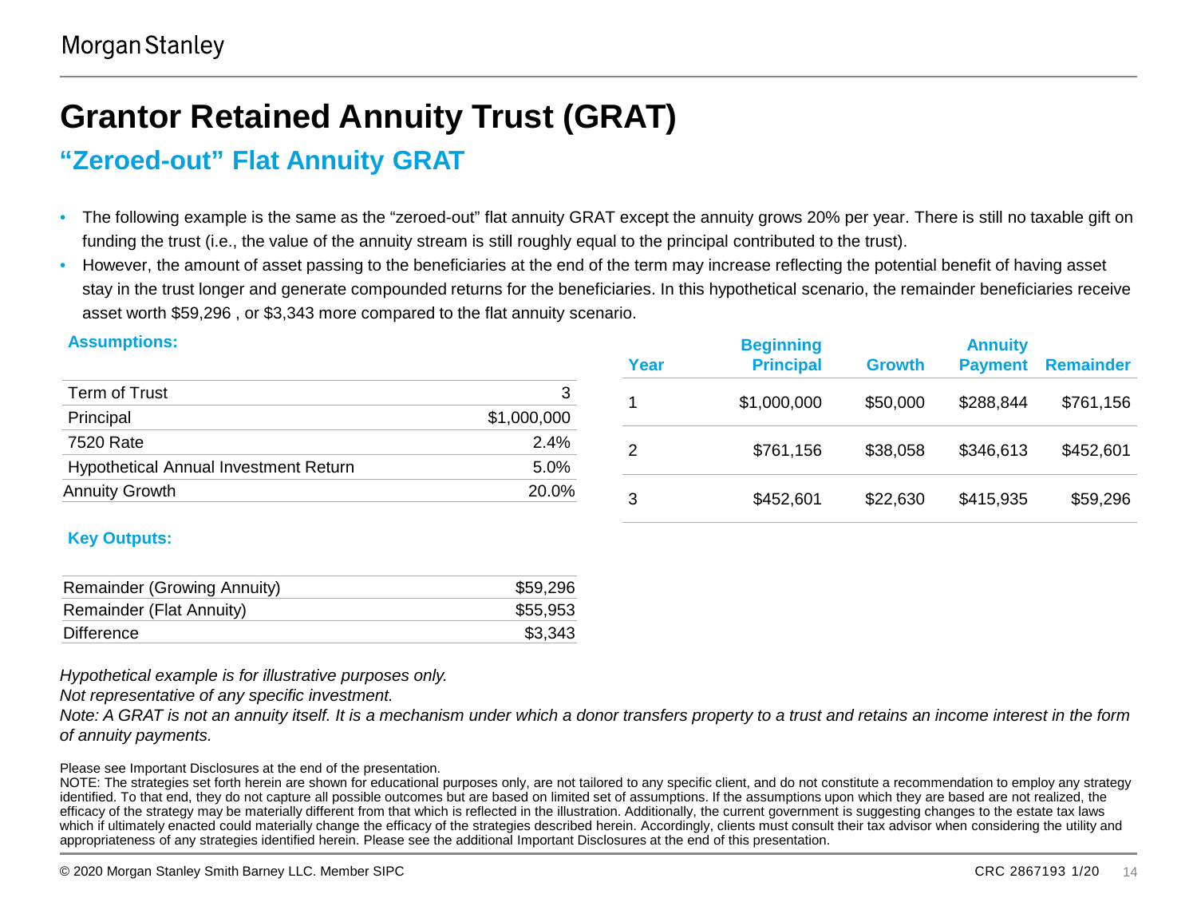# Grantor Retained Annuity Trust (GRAT)

## “Zeroed-out” Flat Annuity GRAT

- The following example is the same as the “zeroed-out” flat annuity GRAT except the annuity grows 20% per year. There is still no taxable gift on funding the trust (i.e., the value of the annuity stream is still roughly equal to the principal contributed to the trust).
- However, the amount of asset passing to the beneficiaries at the end of the term may increase reflecting the potential benefit of having asset stay in the trust longer and generate compounded returns for the beneficiaries. In this hypothetical scenario, the remainder beneficiaries receive asset worth $59,296 , or $3,343 more compared to the flat annuity scenario.

**Assumptions:**

| | |
|---|---|
| Term of Trust | 3 |
| Principal | $1,000,000 |
| 7520 Rate | 2.4% |
| Hypothetical Annual Investment Return | 5.0% |
| Annuity Growth | 20.0% |

| Year | Beginning Principal | Growth | Annuity Payment | Remainder |
|---|---|---|---|---|
| 1 | $1,000,000 | $50,000 | $288,844 | $761,156 |
| 2 | $761,156 | $38,058 | $346,613 | $452,601 |
| 3 | $452,601 | $22,630 | $415,935 | $59,296 |

**Key Outputs:**

| | |
|---|---|
| Remainder (Growing Annuity) | $59,296 |
| Remainder (Flat Annuity) | $55,953 |
| Difference | $3,343 |

*Hypothetical example is for illustrative purposes only.*
*Not representative of any specific investment.*
*Note: A GRAT is not an annuity itself. It is a mechanism under which a donor transfers property to a trust and retains an income interest in the form of annuity payments.*

Please see Important Disclosures at the end of the presentation.
NOTE: The strategies set forth herein are shown for educational purposes only, are not tailored to any specific client, and do not constitute a recommendation to employ any strategy identified. To that end, they do not capture all possible outcomes but are based on limited set of assumptions. If the assumptions upon which they are based are not realized, the efficacy of the strategy may be materially different from that which is reflected in the illustration. Additionally, the current government is suggesting changes to the estate tax laws which if ultimately enacted could materially change the efficacy of the strategies described herein. Accordingly, clients must consult their tax advisor when considering the utility and appropriateness of any strategies identified herein. Please see the additional Important Disclosures at the end of this presentation.

© 2020 Morgan Stanley Smith Barney LLC. Member SIPC CRC 2867193 1/20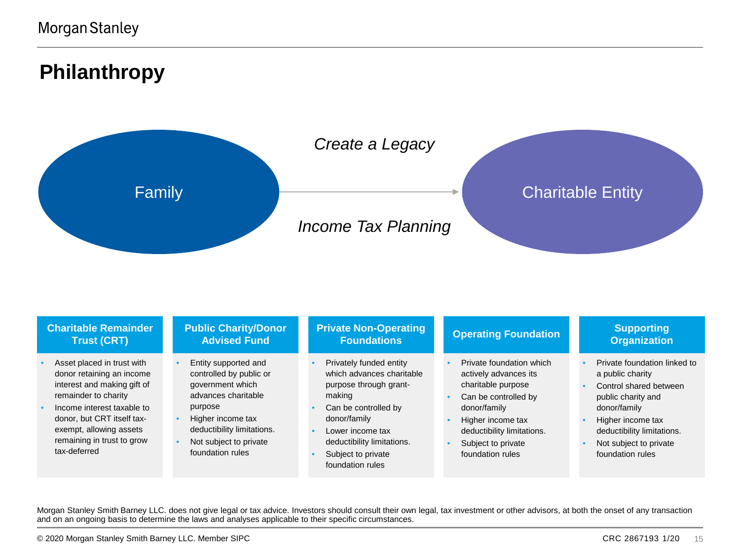# Philanthropy

Family → Charitable Entity

*Create a Legacy*

*Income Tax Planning*

| Charitable Remainder Trust (CRT) | Public Charity/Donor Advised Fund | Private Non-Operating Foundations | Operating Foundation | Supporting Organization |
|---|---|---|---|---|
| • Asset placed in trust with donor retaining an income interest and making gift of remainder to charity<br>• Income interest taxable to donor, but CRT itself tax-exempt, allowing assets remaining in trust to grow tax-deferred | • Entity supported and controlled by public or government which advances charitable purpose<br>• Higher income tax deductibility limitations.<br>• Not subject to private foundation rules | • Privately funded entity which advances charitable purpose through grant-making<br>• Can be controlled by donor/family<br>• Lower income tax deductibility limitations.<br>• Subject to private foundation rules | • Private foundation which actively advances its charitable purpose<br>• Can be controlled by donor/family<br>• Higher income tax deductibility limitations.<br>• Subject to private foundation rules | • Private foundation linked to a public charity<br>• Control shared between public charity and donor/family<br>• Higher income tax deductibility limitations.<br>• Not subject to private foundation rules |

Morgan Stanley Smith Barney LLC. does not give legal or tax advice. Investors should consult their own legal, tax investment or other advisors, at both the onset of any transaction and on an ongoing basis to determine the laws and analyses applicable to their specific circumstances.

© 2020 Morgan Stanley Smith Barney LLC. Member SIPC

CRC 2867193 1/20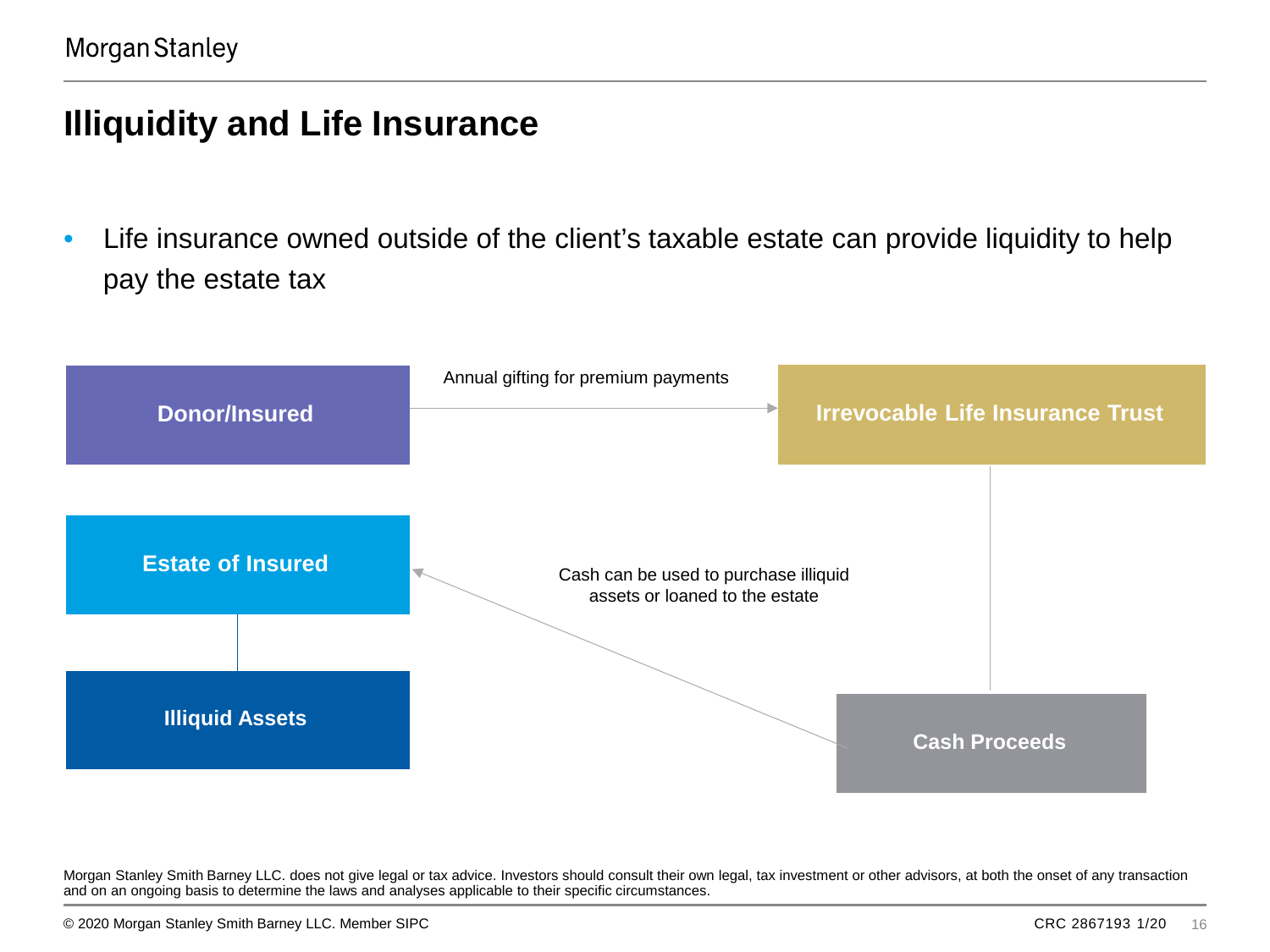# Illiquidity and Life Insurance

- Life insurance owned outside of the client's taxable estate can provide liquidity to help pay the estate tax

**Donor/Insured**

Annual gifting for premium payments

**Irrevocable Life Insurance Trust**

**Estate of Insured**

Cash can be used to purchase illiquid assets or loaned to the estate

**Illiquid Assets**

**Cash Proceeds**

Morgan Stanley Smith Barney LLC. does not give legal or tax advice. Investors should consult their own legal, tax investment or other advisors, at both the onset of any transaction and on an ongoing basis to determine the laws and analyses applicable to their specific circumstances.

© 2020 Morgan Stanley Smith Barney LLC. Member SIPC

CRC 2867193 1/20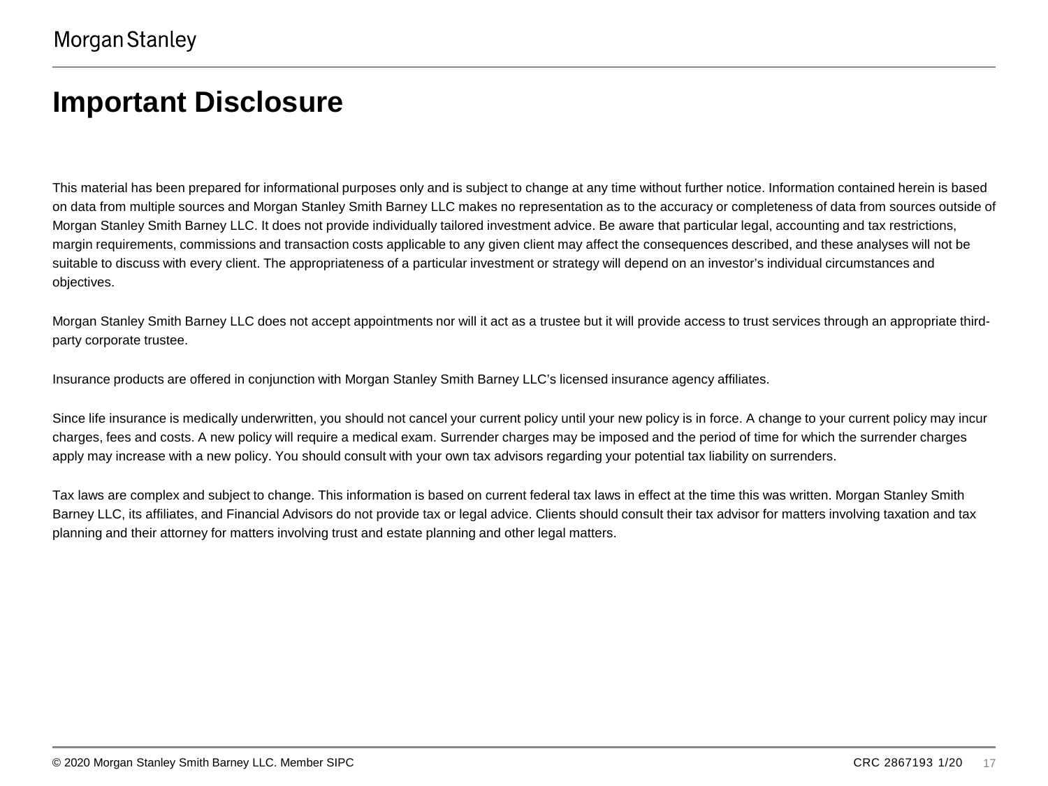# Important Disclosure

This material has been prepared for informational purposes only and is subject to change at any time without further notice. Information contained herein is based on data from multiple sources and Morgan Stanley Smith Barney LLC makes no representation as to the accuracy or completeness of data from sources outside of Morgan Stanley Smith Barney LLC. It does not provide individually tailored investment advice. Be aware that particular legal, accounting and tax restrictions, margin requirements, commissions and transaction costs applicable to any given client may affect the consequences described, and these analyses will not be suitable to discuss with every client. The appropriateness of a particular investment or strategy will depend on an investor's individual circumstances and objectives.

Morgan Stanley Smith Barney LLC does not accept appointments nor will it act as a trustee but it will provide access to trust services through an appropriate third-party corporate trustee.

Insurance products are offered in conjunction with Morgan Stanley Smith Barney LLC's licensed insurance agency affiliates.

Since life insurance is medically underwritten, you should not cancel your current policy until your new policy is in force. A change to your current policy may incur charges, fees and costs. A new policy will require a medical exam. Surrender charges may be imposed and the period of time for which the surrender charges apply may increase with a new policy. You should consult with your own tax advisors regarding your potential tax liability on surrenders.

Tax laws are complex and subject to change. This information is based on current federal tax laws in effect at the time this was written. Morgan Stanley Smith Barney LLC, its affiliates, and Financial Advisors do not provide tax or legal advice. Clients should consult their tax advisor for matters involving taxation and tax planning and their attorney for matters involving trust and estate planning and other legal matters.

© 2020 Morgan Stanley Smith Barney LLC. Member SIPC

CRC 2867193 1/20